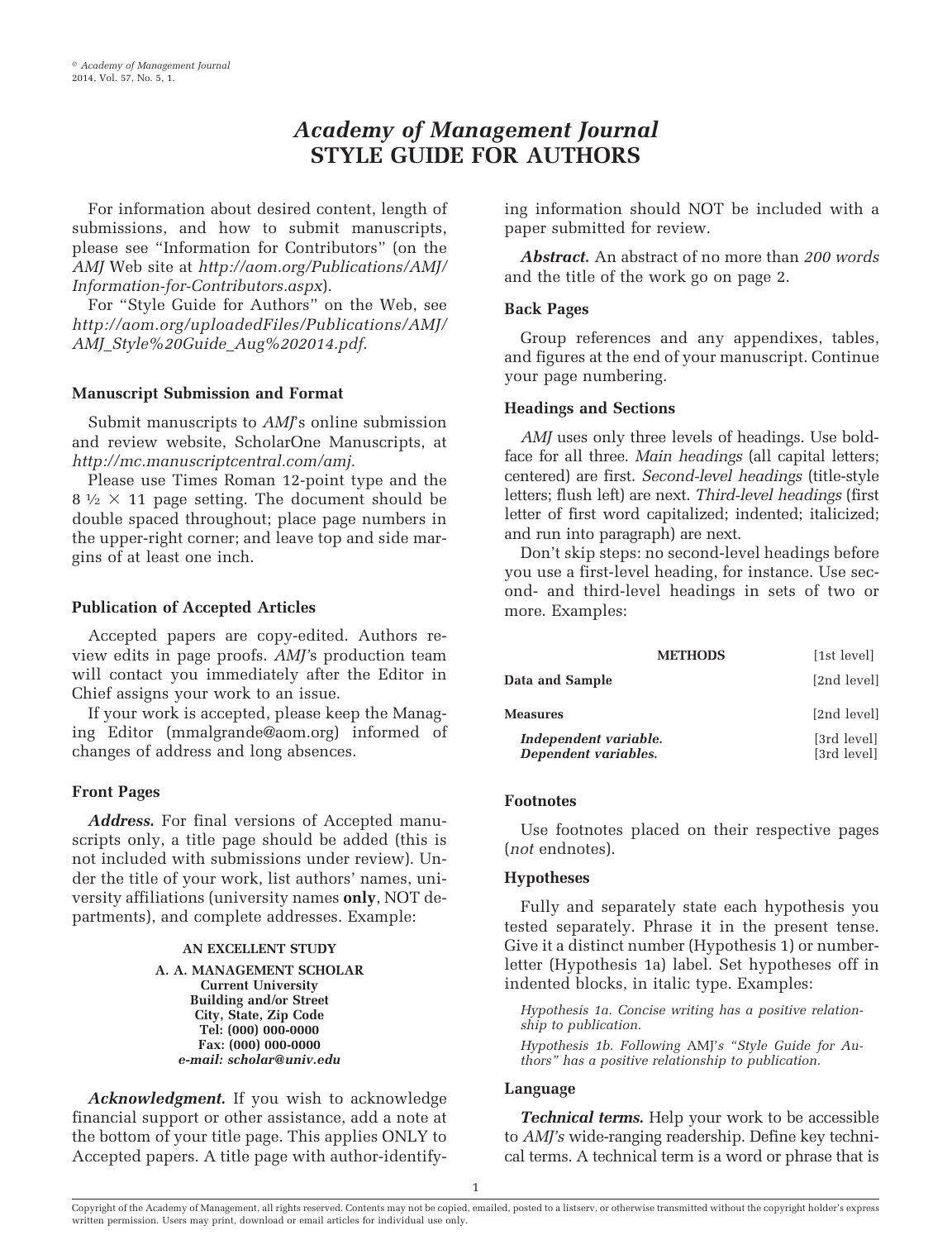# *Academy of Management Journal* STYLE GUIDE FOR AUTHORS

For information about desired content, length of submissions, and how to submit manuscripts, please see "Information for Contributors" (on the *AMJ* Web site at *http://aom.org/Publications/AMJ/Information-for-Contributors.aspx*).

For "Style Guide for Authors" on the Web, see *http://aom.org/uploadedFiles/Publications/AMJ/AMJ_Style%20Guide_Aug%202014.pdf*.

## Manuscript Submission and Format

Submit manuscripts to *AMJ*'s online submission and review website, ScholarOne Manuscripts, at *http://mc.manuscriptcentral.com/amj.*

Please use Times Roman 12-point type and the 8 ½ × 11 page setting. The document should be double spaced throughout; place page numbers in the upper-right corner; and leave top and side margins of at least one inch.

## Publication of Accepted Articles

Accepted papers are copy-edited. Authors review edits in page proofs. *AMJ*'s production team will contact you immediately after the Editor in Chief assigns your work to an issue.

If your work is accepted, please keep the Managing Editor (mmalgrande@aom.org) informed of changes of address and long absences.

## Front Pages

***Address.*** For final versions of Accepted manuscripts only, a title page should be added (this is not included with submissions under review). Under the title of your work, list authors' names, university affiliations (university names **only**, NOT departments), and complete addresses. Example:

**AN EXCELLENT STUDY**
**A. A. MANAGEMENT SCHOLAR**
**Current University**
**Building and/or Street**
**City, State, Zip Code**
**Tel: (000) 000-0000**
**Fax: (000) 000-0000**
***e-mail: scholar@univ.edu***

***Acknowledgment.*** If you wish to acknowledge financial support or other assistance, add a note at the bottom of your title page. This applies ONLY to Accepted papers. A title page with author-identifying information should NOT be included with a paper submitted for review.

***Abstract.*** An abstract of no more than *200 words* and the title of the work go on page 2.

## Back Pages

Group references and any appendixes, tables, and figures at the end of your manuscript. Continue your page numbering.

## Headings and Sections

*AMJ* uses only three levels of headings. Use boldface for all three. *Main headings* (all capital letters; centered) are first. *Second-level headings* (title-style letters; flush left) are next. *Third-level headings* (first letter of first word capitalized; indented; italicized; and run into paragraph) are next.

Don't skip steps: no second-level headings before you use a first-level heading, for instance. Use second- and third-level headings in sets of two or more. Examples:

| | |
|---|---|
| **METHODS** | [1st level] |
| **Data and Sample** | [2nd level] |
| **Measures** | [2nd level] |
| ***Independent variable.*** | [3rd level] |
| ***Dependent variables.*** | [3rd level] |

## Footnotes

Use footnotes placed on their respective pages (*not* endnotes).

## Hypotheses

Fully and separately state each hypothesis you tested separately. Phrase it in the present tense. Give it a distinct number (Hypothesis 1) or number-letter (Hypothesis 1a) label. Set hypotheses off in indented blocks, in italic type. Examples:

> *Hypothesis 1a. Concise writing has a positive relationship to publication.*
>
> *Hypothesis 1b. Following* AMJ*'s "Style Guide for Authors" has a positive relationship to publication.*

## Language

***Technical terms.*** Help your work to be accessible to *AMJ's* wide-ranging readership. Define key technical terms. A technical term is a word or phrase that is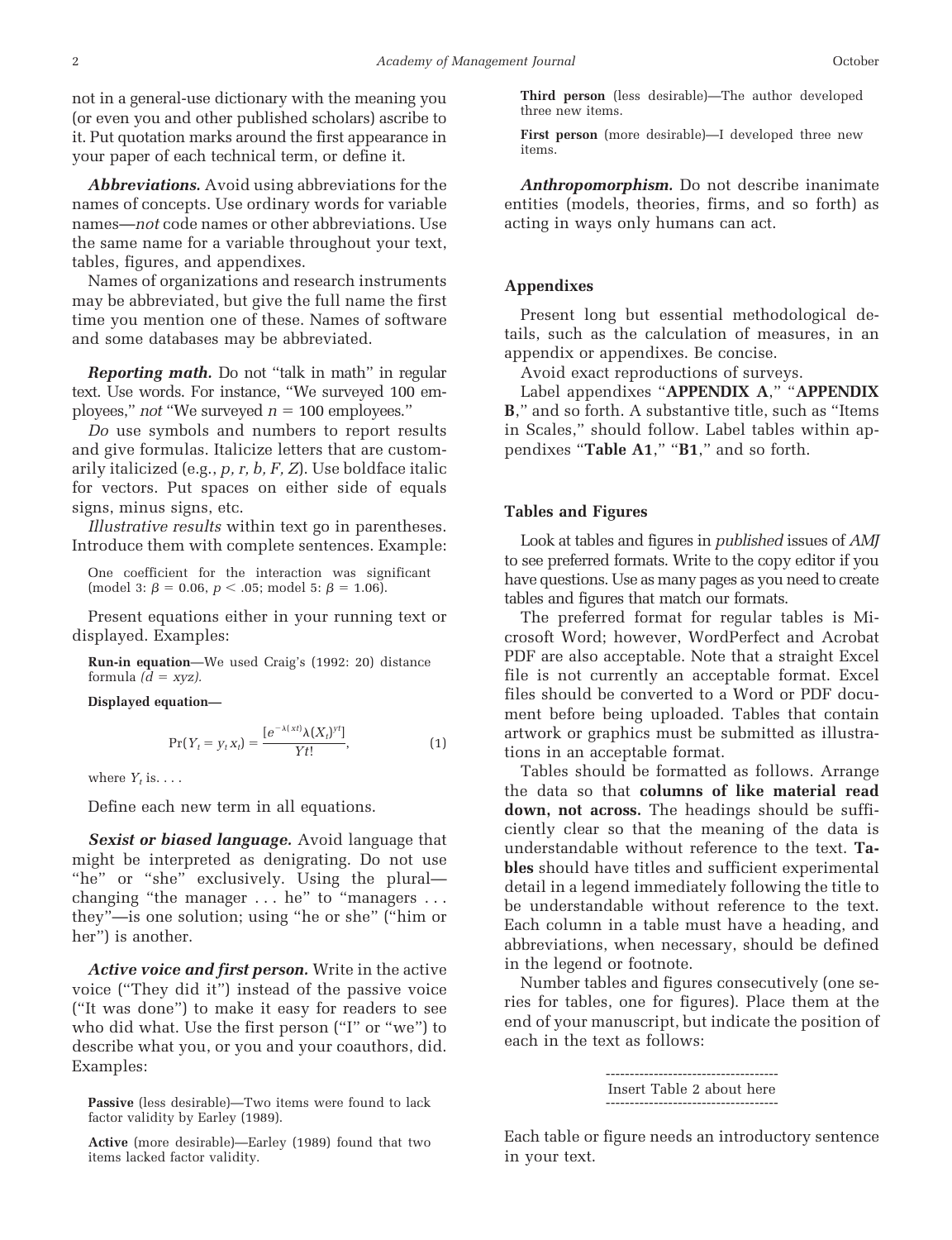not in a general-use dictionary with the meaning you (or even you and other published scholars) ascribe to it. Put quotation marks around the first appearance in your paper of each technical term, or define it.

***Abbreviations.*** Avoid using abbreviations for the names of concepts. Use ordinary words for variable names—*not* code names or other abbreviations. Use the same name for a variable throughout your text, tables, figures, and appendixes.

Names of organizations and research instruments may be abbreviated, but give the full name the first time you mention one of these. Names of software and some databases may be abbreviated.

***Reporting math.*** Do not "talk in math" in regular text. Use words. For instance, "We surveyed 100 employees," *not* "We surveyed $n = 100$ employees."

*Do* use symbols and numbers to report results and give formulas. Italicize letters that are customarily italicized (e.g., *p, r, b, F, Z*). Use boldface italic for vectors. Put spaces on either side of equals signs, minus signs, etc.

*Illustrative results* within text go in parentheses. Introduce them with complete sentences. Example:

> One coefficient for the interaction was significant (model 3: $\beta = 0.06$, $p < .05$; model 5: $\beta = 1.06$).

Present equations either in your running text or displayed. Examples:

> **Run-in equation**—We used Craig's (1992: 20) distance formula ($d = xyz$).
>
> **Displayed equation—**
>
> $$\Pr(Y_t = y_t x_t) = \frac{[e^{-\lambda(xt)}\lambda(X_t)^{yt}]}{Yt!}, \tag{1}$$
>
> where $Y_t$ is. . . .

Define each new term in all equations.

***Sexist or biased language.*** Avoid language that might be interpreted as denigrating. Do not use "he" or "she" exclusively. Using the plural—changing "the manager . . . he" to "managers . . . they"—is one solution; using "he or she" ("him or her") is another.

***Active voice and first person.*** Write in the active voice ("They did it") instead of the passive voice ("It was done") to make it easy for readers to see who did what. Use the first person ("I" or "we") to describe what you, or you and your coauthors, did. Examples:

> **Passive** (less desirable)—Two items were found to lack factor validity by Earley (1989).
>
> **Active** (more desirable)—Earley (1989) found that two items lacked factor validity.
>
> **Third person** (less desirable)—The author developed three new items.
>
> **First person** (more desirable)—I developed three new items.

***Anthropomorphism.*** Do not describe inanimate entities (models, theories, firms, and so forth) as acting in ways only humans can act.

## Appendixes

Present long but essential methodological details, such as the calculation of measures, in an appendix or appendixes. Be concise.

Avoid exact reproductions of surveys.

Label appendixes "**APPENDIX A**," "**APPENDIX B**," and so forth. A substantive title, such as "Items in Scales," should follow. Label tables within appendixes "**Table A1**," "**B1**," and so forth.

## Tables and Figures

Look at tables and figures in *published* issues of *AMJ* to see preferred formats. Write to the copy editor if you have questions. Use as many pages as you need to create tables and figures that match our formats.

The preferred format for regular tables is Microsoft Word; however, WordPerfect and Acrobat PDF are also acceptable. Note that a straight Excel file is not currently an acceptable format. Excel files should be converted to a Word or PDF document before being uploaded. Tables that contain artwork or graphics must be submitted as illustrations in an acceptable format.

Tables should be formatted as follows. Arrange the data so that **columns of like material read down, not across.** The headings should be sufficiently clear so that the meaning of the data is understandable without reference to the text. **Tables** should have titles and sufficient experimental detail in a legend immediately following the title to be understandable without reference to the text. Each column in a table must have a heading, and abbreviations, when necessary, should be defined in the legend or footnote.

Number tables and figures consecutively (one series for tables, one for figures). Place them at the end of your manuscript, but indicate the position of each in the text as follows:

------------------------------------
Insert Table 2 about here
------------------------------------

Each table or figure needs an introductory sentence in your text.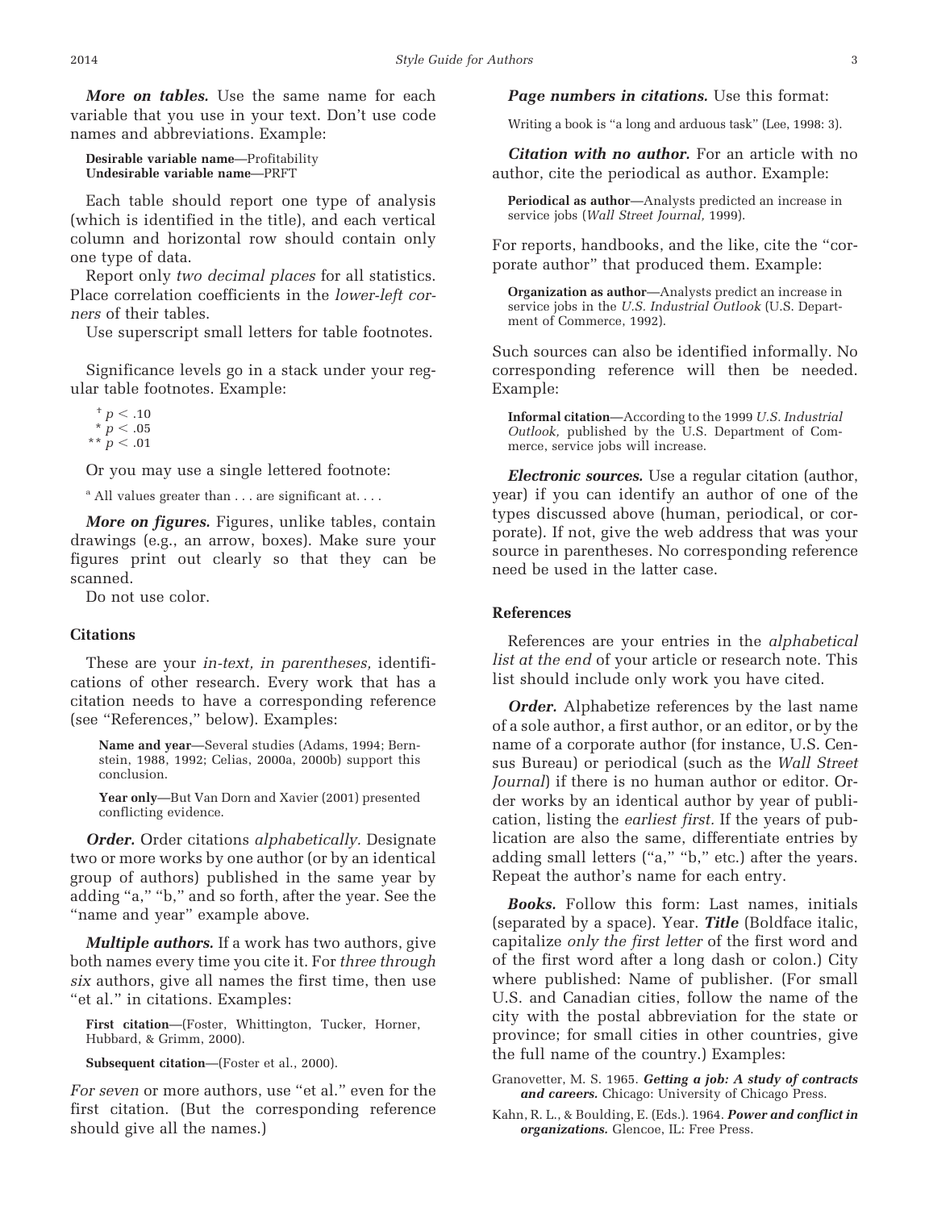***More on tables.*** Use the same name for each variable that you use in your text. Don't use code names and abbreviations. Example:

**Desirable variable name**—Profitability
**Undesirable variable name**—PRFT

Each table should report one type of analysis (which is identified in the title), and each vertical column and horizontal row should contain only one type of data.

Report only *two decimal places* for all statistics. Place correlation coefficients in the *lower-left corners* of their tables.

Use superscript small letters for table footnotes.

Significance levels go in a stack under your regular table footnotes. Example:

† $p < .10$
\* $p < .05$
\** $p < .01$

Or you may use a single lettered footnote:

[a] All values greater than . . . are significant at. . . .

***More on figures.*** Figures, unlike tables, contain drawings (e.g., an arrow, boxes). Make sure your figures print out clearly so that they can be scanned.

Do not use color.

### Citations

These are your *in-text, in parentheses,* identifications of other research. Every work that has a citation needs to have a corresponding reference (see "References," below). Examples:

**Name and year**—Several studies (Adams, 1994; Bernstein, 1988, 1992; Celias, 2000a, 2000b) support this conclusion.

**Year only**—But Van Dorn and Xavier (2001) presented conflicting evidence.

***Order.*** Order citations *alphabetically.* Designate two or more works by one author (or by an identical group of authors) published in the same year by adding "a," "b," and so forth, after the year. See the "name and year" example above.

***Multiple authors.*** If a work has two authors, give both names every time you cite it. For *three through six* authors, give all names the first time, then use "et al." in citations. Examples:

**First citation**—(Foster, Whittington, Tucker, Horner, Hubbard, & Grimm, 2000).

**Subsequent citation**—(Foster et al., 2000).

*For seven* or more authors, use "et al." even for the first citation. (But the corresponding reference should give all the names.)

***Page numbers in citations.*** Use this format:

Writing a book is "a long and arduous task" (Lee, 1998: 3).

***Citation with no author.*** For an article with no author, cite the periodical as author. Example:

**Periodical as author**—Analysts predicted an increase in service jobs (*Wall Street Journal,* 1999).

For reports, handbooks, and the like, cite the "corporate author" that produced them. Example:

**Organization as author**—Analysts predict an increase in service jobs in the *U.S. Industrial Outlook* (U.S. Department of Commerce, 1992).

Such sources can also be identified informally. No corresponding reference will then be needed. Example:

**Informal citation**—According to the 1999 *U.S. Industrial Outlook,* published by the U.S. Department of Commerce, service jobs will increase.

***Electronic sources.*** Use a regular citation (author, year) if you can identify an author of one of the types discussed above (human, periodical, or corporate). If not, give the web address that was your source in parentheses. No corresponding reference need be used in the latter case.

### References

References are your entries in the *alphabetical list at the end* of your article or research note. This list should include only work you have cited.

***Order.*** Alphabetize references by the last name of a sole author, a first author, or an editor, or by the name of a corporate author (for instance, U.S. Census Bureau) or periodical (such as the *Wall Street Journal*) if there is no human author or editor. Order works by an identical author by year of publication, listing the *earliest first.* If the years of publication are also the same, differentiate entries by adding small letters ("a," "b," etc.) after the years. Repeat the author's name for each entry.

***Books.*** Follow this form: Last names, initials (separated by a space). Year. ***Title*** (Boldface italic, capitalize *only the first letter* of the first word and of the first word after a long dash or colon.) City where published: Name of publisher. (For small U.S. and Canadian cities, follow the name of the city with the postal abbreviation for the state or province; for small cities in other countries, give the full name of the country.) Examples:

Granovetter, M. S. 1965. ***Getting a job: A study of contracts and careers.*** Chicago: University of Chicago Press.

Kahn, R. L., & Boulding, E. (Eds.). 1964. ***Power and conflict in organizations.*** Glencoe, IL: Free Press.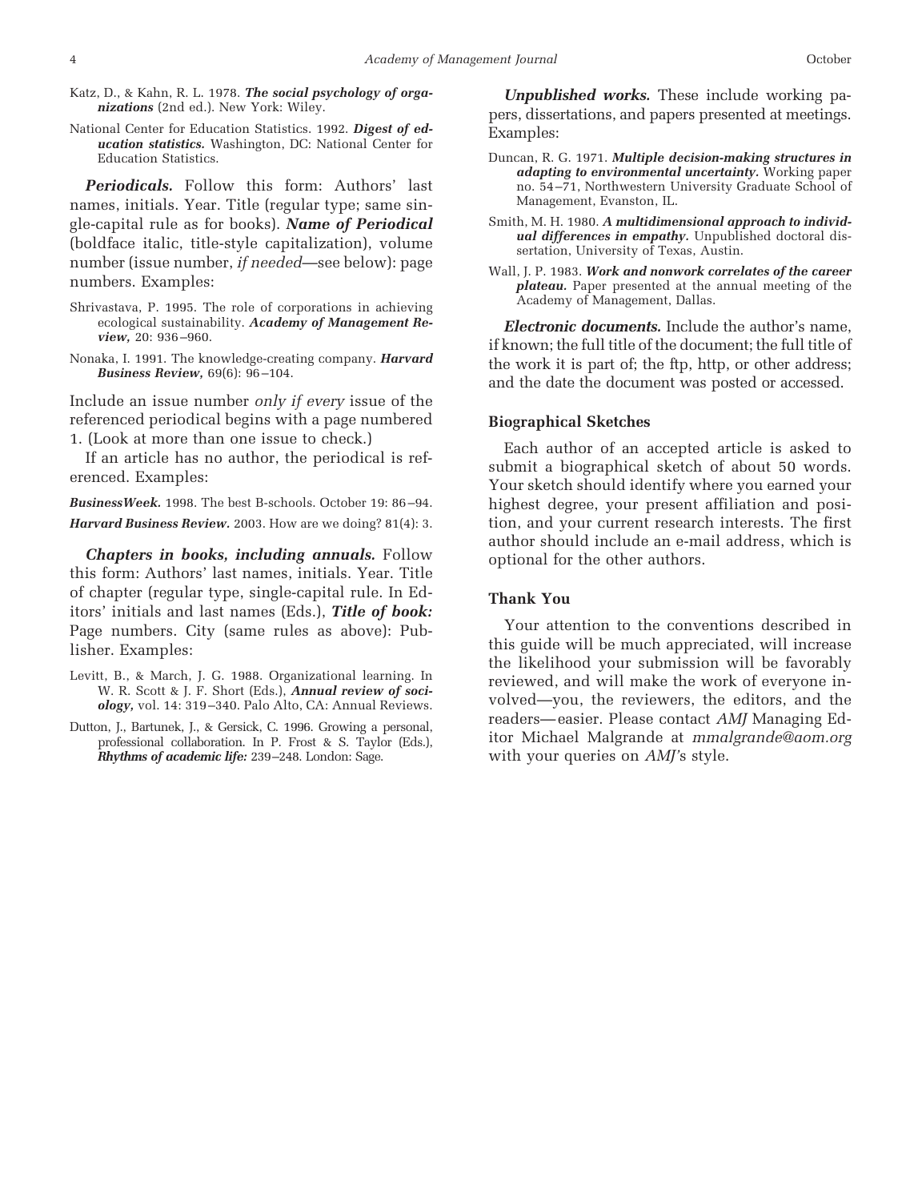Katz, D., & Kahn, R. L. 1978. ***The social psychology of organizations*** (2nd ed.). New York: Wiley.

National Center for Education Statistics. 1992. ***Digest of education statistics.*** Washington, DC: National Center for Education Statistics.

***Periodicals.*** Follow this form: Authors' last names, initials. Year. Title (regular type; same single-capital rule as for books). ***Name of Periodical*** (boldface italic, title-style capitalization), volume number (issue number, *if needed*—see below): page numbers. Examples:

Shrivastava, P. 1995. The role of corporations in achieving ecological sustainability. ***Academy of Management Review,*** 20: 936–960.

Nonaka, I. 1991. The knowledge-creating company. ***Harvard Business Review,*** 69(6): 96–104.

Include an issue number *only if every* issue of the referenced periodical begins with a page numbered 1. (Look at more than one issue to check.)

If an article has no author, the periodical is referenced. Examples:

***BusinessWeek.*** 1998. The best B-schools. October 19: 86–94.

***Harvard Business Review.*** 2003. How are we doing? 81(4): 3.

***Chapters in books, including annuals.*** Follow this form: Authors' last names, initials. Year. Title of chapter (regular type, single-capital rule. In Editors' initials and last names (Eds.), ***Title of book:*** Page numbers. City (same rules as above): Publisher. Examples:

Levitt, B., & March, J. G. 1988. Organizational learning. In W. R. Scott & J. F. Short (Eds.), ***Annual review of sociology,*** vol. 14: 319–340. Palo Alto, CA: Annual Reviews.

Dutton, J., Bartunek, J., & Gersick, C. 1996. Growing a personal, professional collaboration. In P. Frost & S. Taylor (Eds.), ***Rhythms of academic life:*** 239–248. London: Sage.

***Unpublished works.*** These include working papers, dissertations, and papers presented at meetings. Examples:

Duncan, R. G. 1971. ***Multiple decision-making structures in adapting to environmental uncertainty.*** Working paper no. 54–71, Northwestern University Graduate School of Management, Evanston, IL.

Smith, M. H. 1980. ***A multidimensional approach to individual differences in empathy.*** Unpublished doctoral dissertation, University of Texas, Austin.

Wall, J. P. 1983. ***Work and nonwork correlates of the career plateau.*** Paper presented at the annual meeting of the Academy of Management, Dallas.

***Electronic documents.*** Include the author's name, if known; the full title of the document; the full title of the work it is part of; the ftp, http, or other address; and the date the document was posted or accessed.

## Biographical Sketches

Each author of an accepted article is asked to submit a biographical sketch of about 50 words. Your sketch should identify where you earned your highest degree, your present affiliation and position, and your current research interests. The first author should include an e-mail address, which is optional for the other authors.

## Thank You

Your attention to the conventions described in this guide will be much appreciated, will increase the likelihood your submission will be favorably reviewed, and will make the work of everyone involved—you, the reviewers, the editors, and the readers—easier. Please contact *AMJ* Managing Editor Michael Malgrande at *mmalgrande@aom.org* with your queries on *AMJ*'s style.